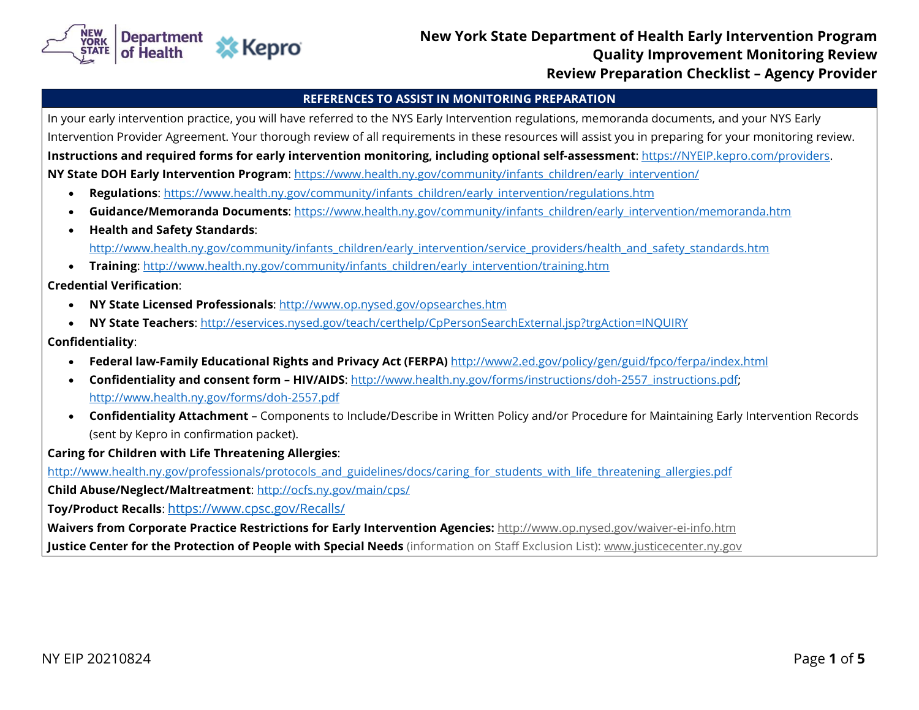# New York State Department of Health Early Intervention Program
# Quality Improvement Monitoring Review
# Review Preparation Checklist – Agency Provider

## REFERENCES TO ASSIST IN MONITORING PREPARATION

In your early intervention practice, you will have referred to the NYS Early Intervention regulations, memoranda documents, and your NYS Early Intervention Provider Agreement. Your thorough review of all requirements in these resources will assist you in preparing for your monitoring review.

**Instructions and required forms for early intervention monitoring, including optional self-assessment**: https://NYEIP.kepro.com/providers.

**NY State DOH Early Intervention Program**: https://www.health.ny.gov/community/infants_children/early_intervention/

- **Regulations**: https://www.health.ny.gov/community/infants_children/early_intervention/regulations.htm
- **Guidance/Memoranda Documents**: https://www.health.ny.gov/community/infants_children/early_intervention/memoranda.htm
- **Health and Safety Standards**: http://www.health.ny.gov/community/infants_children/early_intervention/service_providers/health_and_safety_standards.htm
- **Training**: http://www.health.ny.gov/community/infants_children/early_intervention/training.htm

**Credential Verification**:

- **NY State Licensed Professionals**: http://www.op.nysed.gov/opsearches.htm
- **NY State Teachers**: http://eservices.nysed.gov/teach/certhelp/CpPersonSearchExternal.jsp?trgAction=INQUIRY

**Confidentiality**:

- **Federal law-Family Educational Rights and Privacy Act (FERPA)** http://www2.ed.gov/policy/gen/guid/fpco/ferpa/index.html
- **Confidentiality and consent form – HIV/AIDS**: http://www.health.ny.gov/forms/instructions/doh-2557_instructions.pdf; http://www.health.ny.gov/forms/doh-2557.pdf
- **Confidentiality Attachment** – Components to Include/Describe in Written Policy and/or Procedure for Maintaining Early Intervention Records (sent by Kepro in confirmation packet).

**Caring for Children with Life Threatening Allergies**:
http://www.health.ny.gov/professionals/protocols_and_guidelines/docs/caring_for_students_with_life_threatening_allergies.pdf

**Child Abuse/Neglect/Maltreatment**: http://ocfs.ny.gov/main/cps/

**Toy/Product Recalls**: https://www.cpsc.gov/Recalls/

**Waivers from Corporate Practice Restrictions for Early Intervention Agencies:** http://www.op.nysed.gov/waiver-ei-info.htm

**Justice Center for the Protection of People with Special Needs** (information on Staff Exclusion List): www.justicecenter.ny.gov

NY EIP 20210824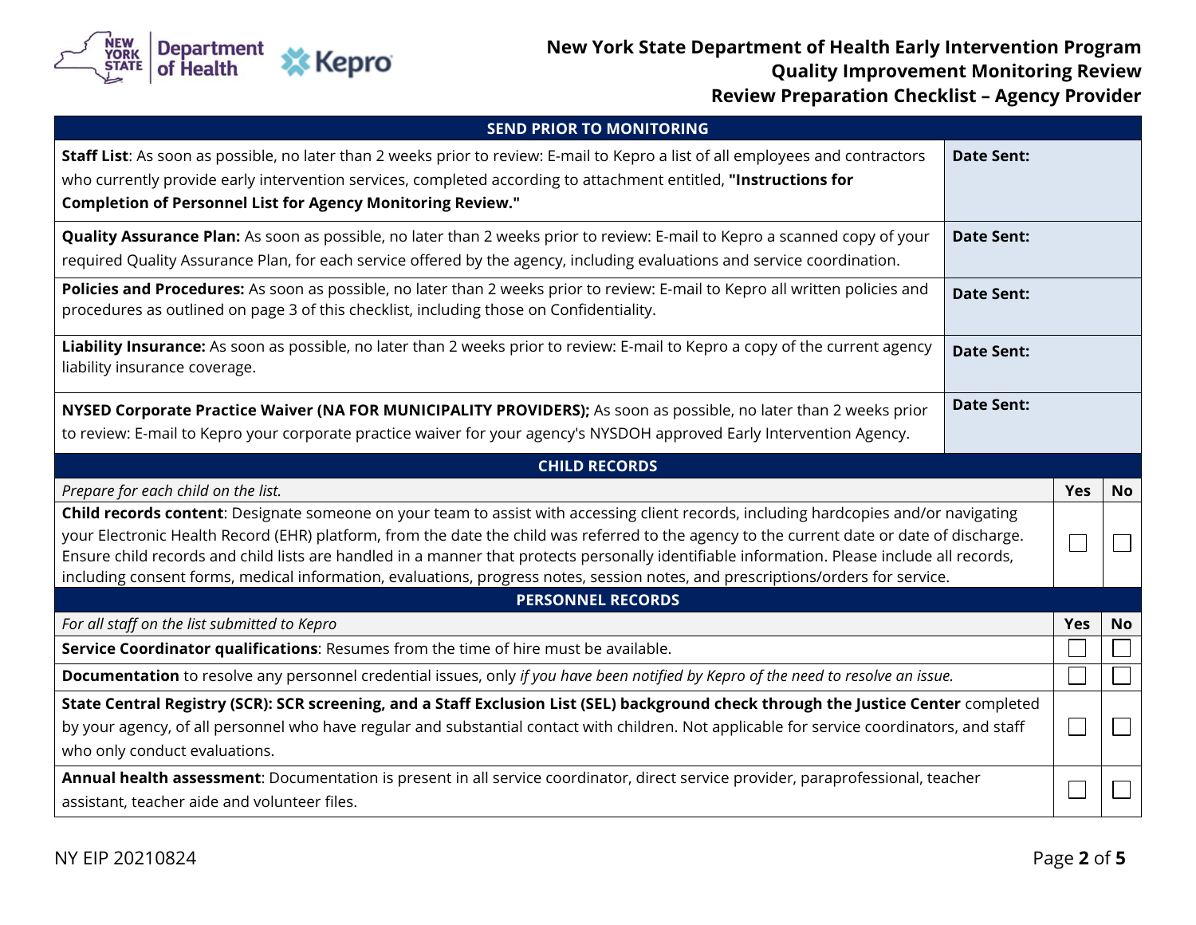**New York State Department of Health Early Intervention Program**
**Quality Improvement Monitoring Review**
**Review Preparation Checklist – Agency Provider**

| SEND PRIOR TO MONITORING | |
|---|---|
| **Staff List**: As soon as possible, no later than 2 weeks prior to review: E-mail to Kepro a list of all employees and contractors who currently provide early intervention services, completed according to attachment entitled, **"Instructions for Completion of Personnel List for Agency Monitoring Review."** | **Date Sent:** |
| **Quality Assurance Plan:** As soon as possible, no later than 2 weeks prior to review: E-mail to Kepro a scanned copy of your required Quality Assurance Plan, for each service offered by the agency, including evaluations and service coordination. | **Date Sent:** |
| **Policies and Procedures:** As soon as possible, no later than 2 weeks prior to review: E-mail to Kepro all written policies and procedures as outlined on page 3 of this checklist, including those on Confidentiality. | **Date Sent:** |
| **Liability Insurance:** As soon as possible, no later than 2 weeks prior to review: E-mail to Kepro a copy of the current agency liability insurance coverage. | **Date Sent:** |
| **NYSED Corporate Practice Waiver (NA FOR MUNICIPALITY PROVIDERS);** As soon as possible, no later than 2 weeks prior to review: E-mail to Kepro your corporate practice waiver for your agency's NYSDOH approved Early Intervention Agency. | **Date Sent:** |

| CHILD RECORDS | | |
|---|---|---|
| *Prepare for each child on the list.* | **Yes** | **No** |
| **Child records content**: Designate someone on your team to assist with accessing client records, including hardcopies and/or navigating your Electronic Health Record (EHR) platform, from the date the child was referred to the agency to the current date or date of discharge. Ensure child records and child lists are handled in a manner that protects personally identifiable information. Please include all records, including consent forms, medical information, evaluations, progress notes, session notes, and prescriptions/orders for service. | ☐ | ☐ |

| PERSONNEL RECORDS | | |
|---|---|---|
| *For all staff on the list submitted to Kepro* | **Yes** | **No** |
| **Service Coordinator qualifications**: Resumes from the time of hire must be available. | ☐ | ☐ |
| **Documentation** to resolve any personnel credential issues, only *if you have been notified by Kepro of the need to resolve an issue.* | ☐ | ☐ |
| **State Central Registry (SCR): SCR screening, and a Staff Exclusion List (SEL) background check through the Justice Center** completed by your agency, of all personnel who have regular and substantial contact with children. Not applicable for service coordinators, and staff who only conduct evaluations. | ☐ | ☐ |
| **Annual health assessment**: Documentation is present in all service coordinator, direct service provider, paraprofessional, teacher assistant, teacher aide and volunteer files. | ☐ | ☐ |

NY EIP 20210824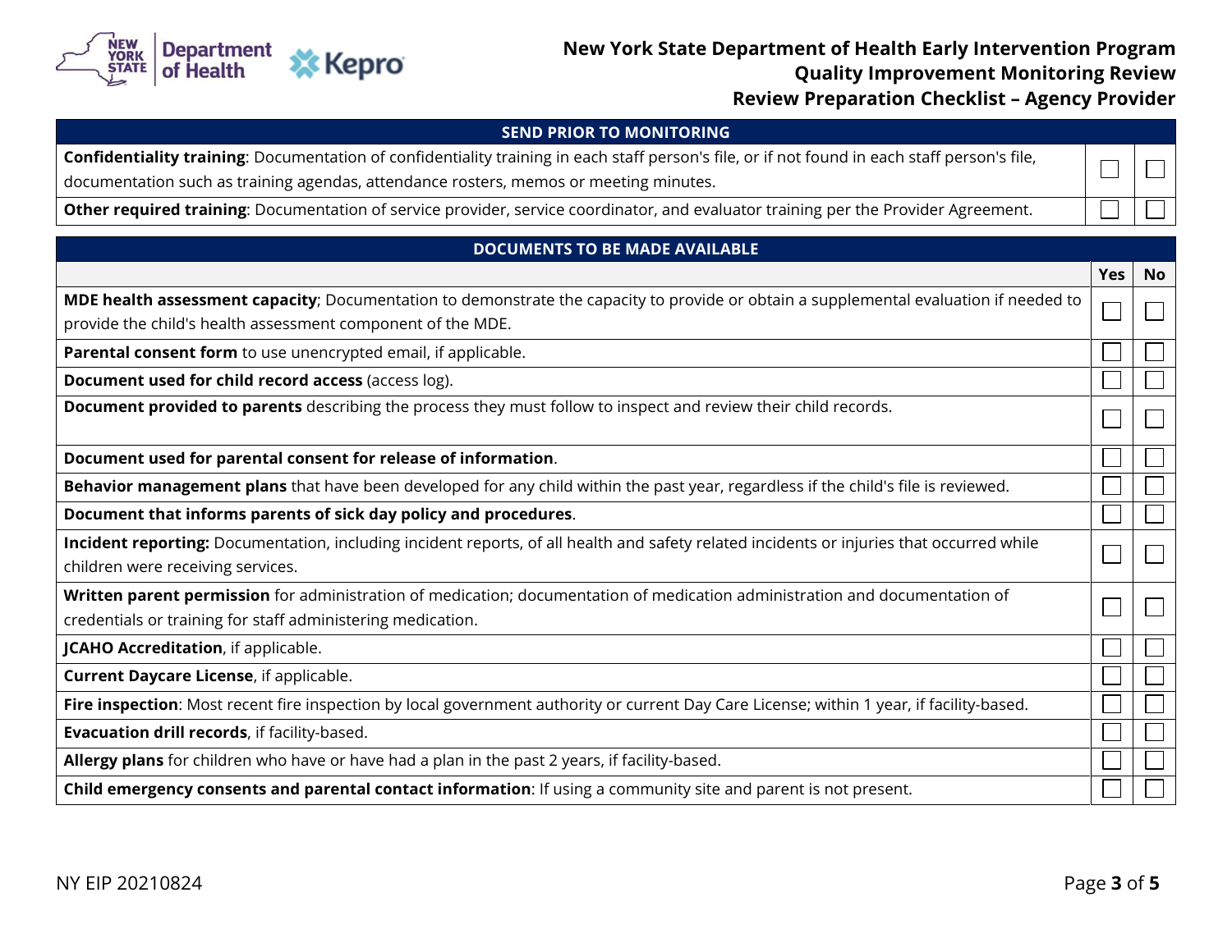# New York State Department of Health Early Intervention Program
## Quality Improvement Monitoring Review
## Review Preparation Checklist – Agency Provider

| SEND PRIOR TO MONITORING | | |
|---|---|---|
| **Confidentiality training**: Documentation of confidentiality training in each staff person's file, or if not found in each staff person's file, documentation such as training agendas, attendance rosters, memos or meeting minutes. | ☐ | ☐ |
| **Other required training**: Documentation of service provider, service coordinator, and evaluator training per the Provider Agreement. | ☐ | ☐ |

| DOCUMENTS TO BE MADE AVAILABLE | Yes | No |
|---|---|---|
| **MDE health assessment capacity**; Documentation to demonstrate the capacity to provide or obtain a supplemental evaluation if needed to provide the child's health assessment component of the MDE. | ☐ | ☐ |
| **Parental consent form** to use unencrypted email, if applicable. | ☐ | ☐ |
| **Document used for child record access** (access log). | ☐ | ☐ |
| **Document provided to parents** describing the process they must follow to inspect and review their child records. | ☐ | ☐ |
| **Document used for parental consent for release of information**. | ☐ | ☐ |
| **Behavior management plans** that have been developed for any child within the past year, regardless if the child's file is reviewed. | ☐ | ☐ |
| **Document that informs parents of sick day policy and procedures**. | ☐ | ☐ |
| **Incident reporting:** Documentation, including incident reports, of all health and safety related incidents or injuries that occurred while children were receiving services. | ☐ | ☐ |
| **Written parent permission** for administration of medication; documentation of medication administration and documentation of credentials or training for staff administering medication. | ☐ | ☐ |
| **JCAHO Accreditation**, if applicable. | ☐ | ☐ |
| **Current Daycare License**, if applicable. | ☐ | ☐ |
| **Fire inspection**: Most recent fire inspection by local government authority or current Day Care License; within 1 year, if facility-based. | ☐ | ☐ |
| **Evacuation drill records**, if facility-based. | ☐ | ☐ |
| **Allergy plans** for children who have or have had a plan in the past 2 years, if facility-based. | ☐ | ☐ |
| **Child emergency consents and parental contact information**: If using a community site and parent is not present. | ☐ | ☐ |

NY EIP 20210824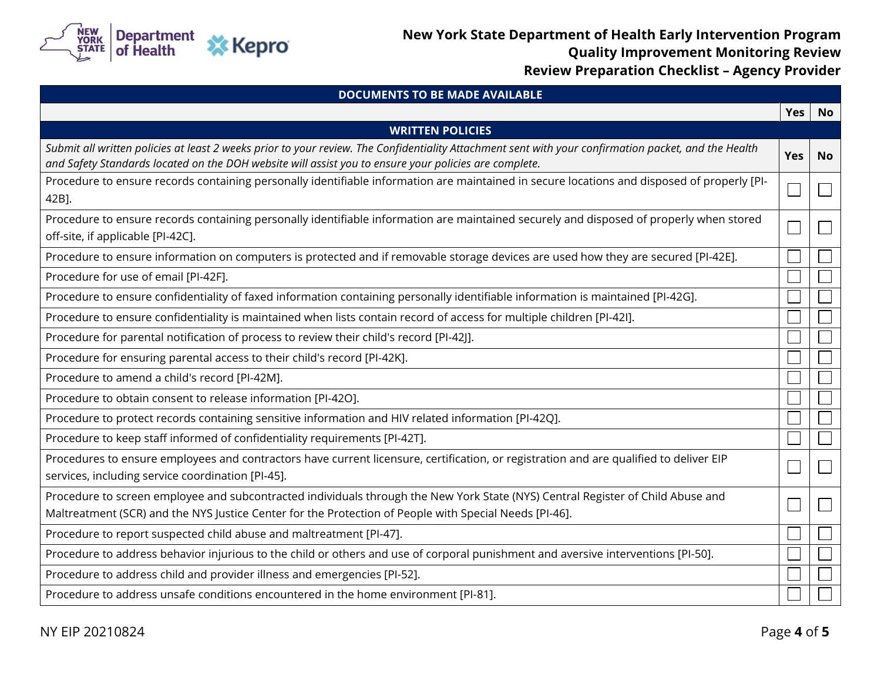# New York State Department of Health Early Intervention Program
## Quality Improvement Monitoring Review
## Review Preparation Checklist – Agency Provider

| DOCUMENTS TO BE MADE AVAILABLE | | |
|---|---|---|
| | **Yes** | **No** |
| **WRITTEN POLICIES** | | |
| *Submit all written policies at least 2 weeks prior to your review. The Confidentiality Attachment sent with your confirmation packet, and the Health and Safety Standards located on the DOH website will assist you to ensure your policies are complete.* | **Yes** | **No** |
| Procedure to ensure records containing personally identifiable information are maintained in secure locations and disposed of properly [PI-42B]. | ☐ | ☐ |
| Procedure to ensure records containing personally identifiable information are maintained securely and disposed of properly when stored off-site, if applicable [PI-42C]. | ☐ | ☐ |
| Procedure to ensure information on computers is protected and if removable storage devices are used how they are secured [PI-42E]. | ☐ | ☐ |
| Procedure for use of email [PI-42F]. | ☐ | ☐ |
| Procedure to ensure confidentiality of faxed information containing personally identifiable information is maintained [PI-42G]. | ☐ | ☐ |
| Procedure to ensure confidentiality is maintained when lists contain record of access for multiple children [PI-42I]. | ☐ | ☐ |
| Procedure for parental notification of process to review their child's record [PI-42J]. | ☐ | ☐ |
| Procedure for ensuring parental access to their child's record [PI-42K]. | ☐ | ☐ |
| Procedure to amend a child's record [PI-42M]. | ☐ | ☐ |
| Procedure to obtain consent to release information [PI-42O]. | ☐ | ☐ |
| Procedure to protect records containing sensitive information and HIV related information [PI-42Q]. | ☐ | ☐ |
| Procedure to keep staff informed of confidentiality requirements [PI-42T]. | ☐ | ☐ |
| Procedures to ensure employees and contractors have current licensure, certification, or registration and are qualified to deliver EIP services, including service coordination [PI-45]. | ☐ | ☐ |
| Procedure to screen employee and subcontracted individuals through the New York State (NYS) Central Register of Child Abuse and Maltreatment (SCR) and the NYS Justice Center for the Protection of People with Special Needs [PI-46]. | ☐ | ☐ |
| Procedure to report suspected child abuse and maltreatment [PI-47]. | ☐ | ☐ |
| Procedure to address behavior injurious to the child or others and use of corporal punishment and aversive interventions [PI-50]. | ☐ | ☐ |
| Procedure to address child and provider illness and emergencies [PI-52]. | ☐ | ☐ |
| Procedure to address unsafe conditions encountered in the home environment [PI-81]. | ☐ | ☐ |

NY EIP 20210824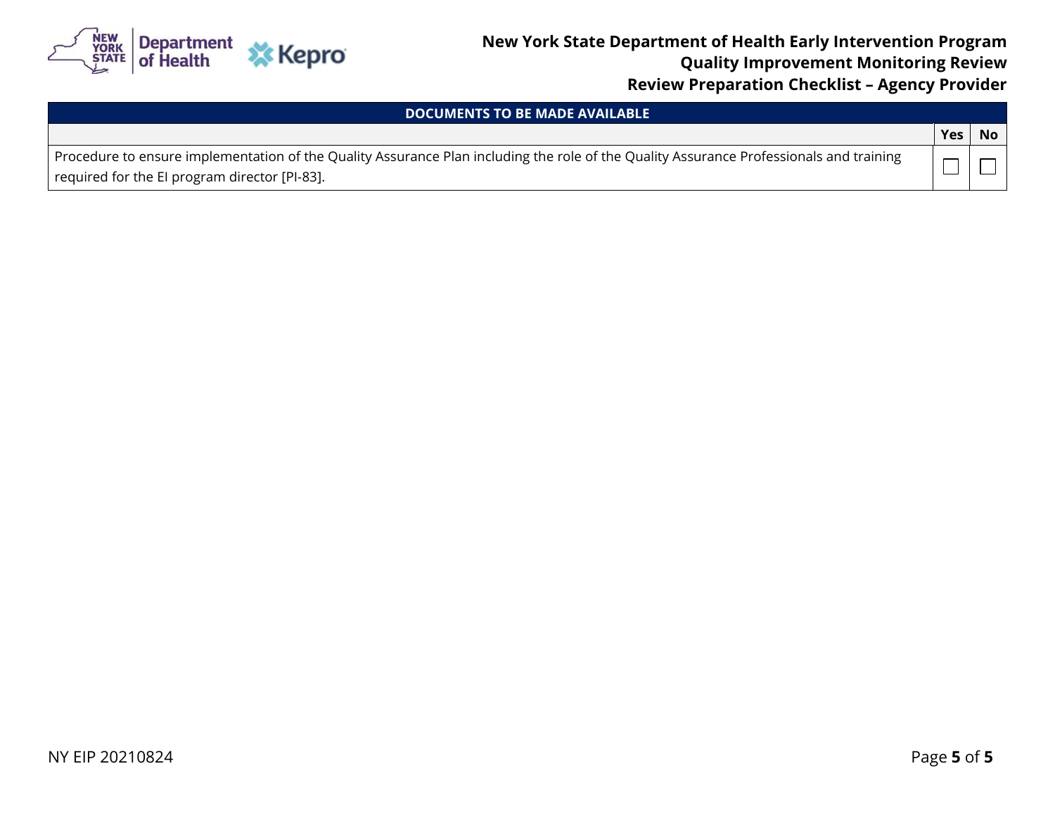| DOCUMENTS TO BE MADE AVAILABLE | | |
|---|---|---|
| | **Yes** | **No** |
| Procedure to ensure implementation of the Quality Assurance Plan including the role of the Quality Assurance Professionals and training required for the EI program director [PI-83]. | ☐ | ☐ |